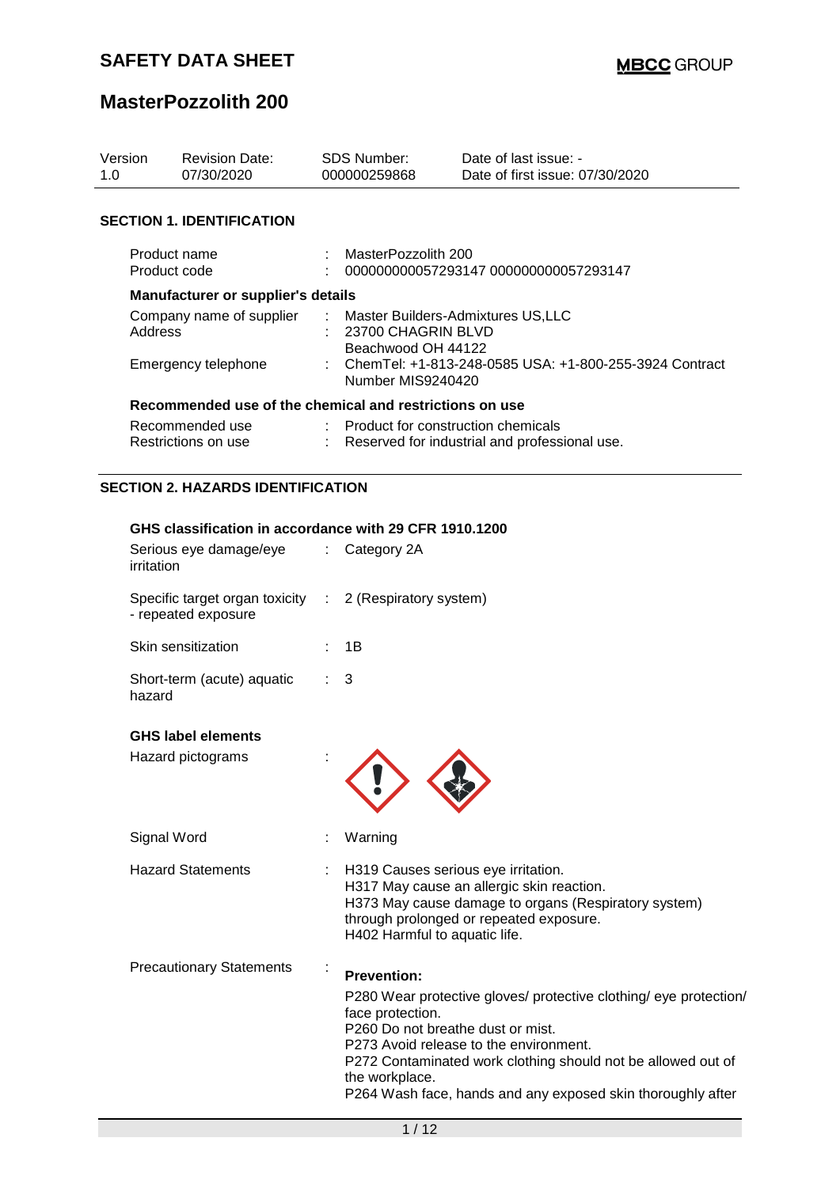# SAFETY DATA SHEET

**MBCC GROUP**

# MasterPozzolith 200

| Version | Revision Date: | SDS Number: | Date of last issue: - |
|---|---|---|---|
| 1.0 | 07/30/2020 | 000000259868 | Date of first issue: 07/30/2020 |

## SECTION 1. IDENTIFICATION

Product name : MasterPozzolith 200
Product code : 000000000057293147 000000000057293147

**Manufacturer or supplier's details**

Company name of supplier : Master Builders-Admixtures US,LLC
Address : 23700 CHAGRIN BLVD
Beachwood OH 44122
Emergency telephone : ChemTel: +1-813-248-0585 USA: +1-800-255-3924 Contract Number MIS9240420

**Recommended use of the chemical and restrictions on use**

Recommended use : Product for construction chemicals
Restrictions on use : Reserved for industrial and professional use.

## SECTION 2. HAZARDS IDENTIFICATION

**GHS classification in accordance with 29 CFR 1910.1200**

Serious eye damage/eye irritation : Category 2A

Specific target organ toxicity - repeated exposure : 2 (Respiratory system)

Skin sensitization : 1B

Short-term (acute) aquatic hazard : 3

**GHS label elements**

Hazard pictograms :

Signal Word : Warning

Hazard Statements : H319 Causes serious eye irritation.
H317 May cause an allergic skin reaction.
H373 May cause damage to organs (Respiratory system) through prolonged or repeated exposure.
H402 Harmful to aquatic life.

Precautionary Statements :

**Prevention:**

P280 Wear protective gloves/ protective clothing/ eye protection/ face protection.
P260 Do not breathe dust or mist.
P273 Avoid release to the environment.
P272 Contaminated work clothing should not be allowed out of the workplace.
P264 Wash face, hands and any exposed skin thoroughly after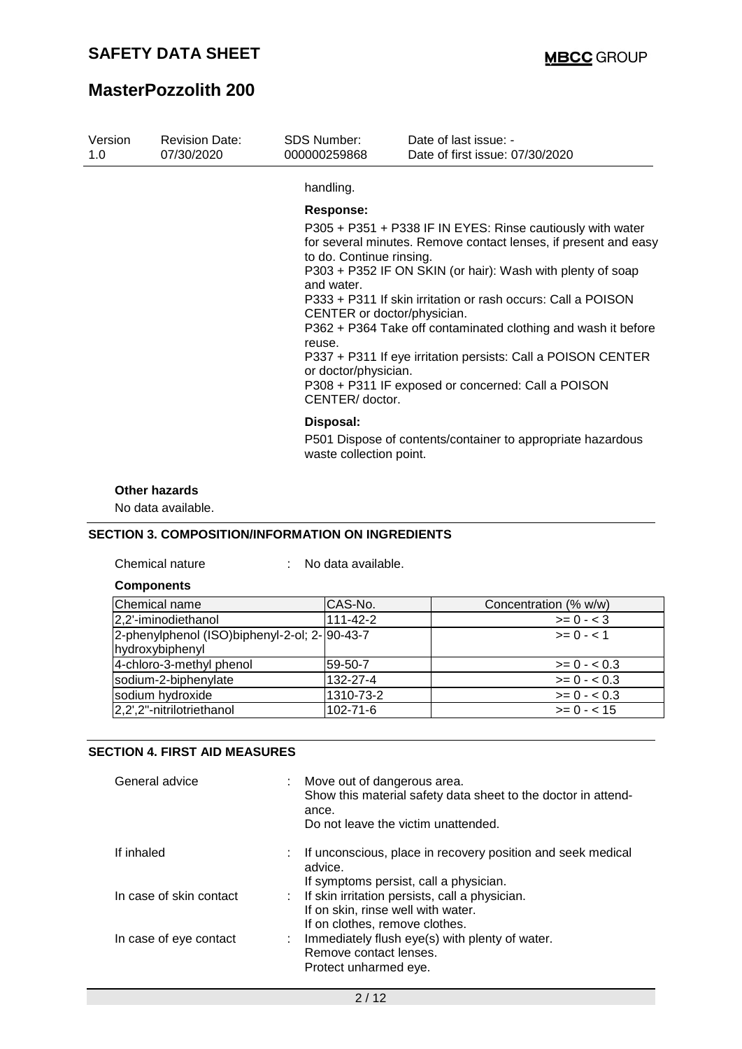handling.

**Response:**

P305 + P351 + P338 IF IN EYES: Rinse cautiously with water for several minutes. Remove contact lenses, if present and easy to do. Continue rinsing.
P303 + P352 IF ON SKIN (or hair): Wash with plenty of soap and water.
P333 + P311 If skin irritation or rash occurs: Call a POISON CENTER or doctor/physician.
P362 + P364 Take off contaminated clothing and wash it before reuse.
P337 + P311 If eye irritation persists: Call a POISON CENTER or doctor/physician.
P308 + P311 IF exposed or concerned: Call a POISON CENTER/ doctor.

**Disposal:**

P501 Dispose of contents/container to appropriate hazardous waste collection point.

**Other hazards**

No data available.

## SECTION 3. COMPOSITION/INFORMATION ON INGREDIENTS

Chemical nature : No data available.

**Components**

| Chemical name | CAS-No. | Concentration (% w/w) |
|---|---|---|
| 2,2'-iminodiethanol | 111-42-2 | >= 0 - < 3 |
| 2-phenylphenol (ISO)biphenyl-2-ol; 2-hydroxybiphenyl | 90-43-7 | >= 0 - < 1 |
| 4-chloro-3-methyl phenol | 59-50-7 | >= 0 - < 0.3 |
| sodium-2-biphenylate | 132-27-4 | >= 0 - < 0.3 |
| sodium hydroxide | 1310-73-2 | >= 0 - < 0.3 |
| 2,2',2''-nitrilotriethanol | 102-71-6 | >= 0 - < 15 |

## SECTION 4. FIRST AID MEASURES

General advice : Move out of dangerous area.
Show this material safety data sheet to the doctor in attendance.
Do not leave the victim unattended.

If inhaled : If unconscious, place in recovery position and seek medical advice.
If symptoms persist, call a physician.

In case of skin contact : If skin irritation persists, call a physician.
If on skin, rinse well with water.
If on clothes, remove clothes.

In case of eye contact : Immediately flush eye(s) with plenty of water.
Remove contact lenses.
Protect unharmed eye.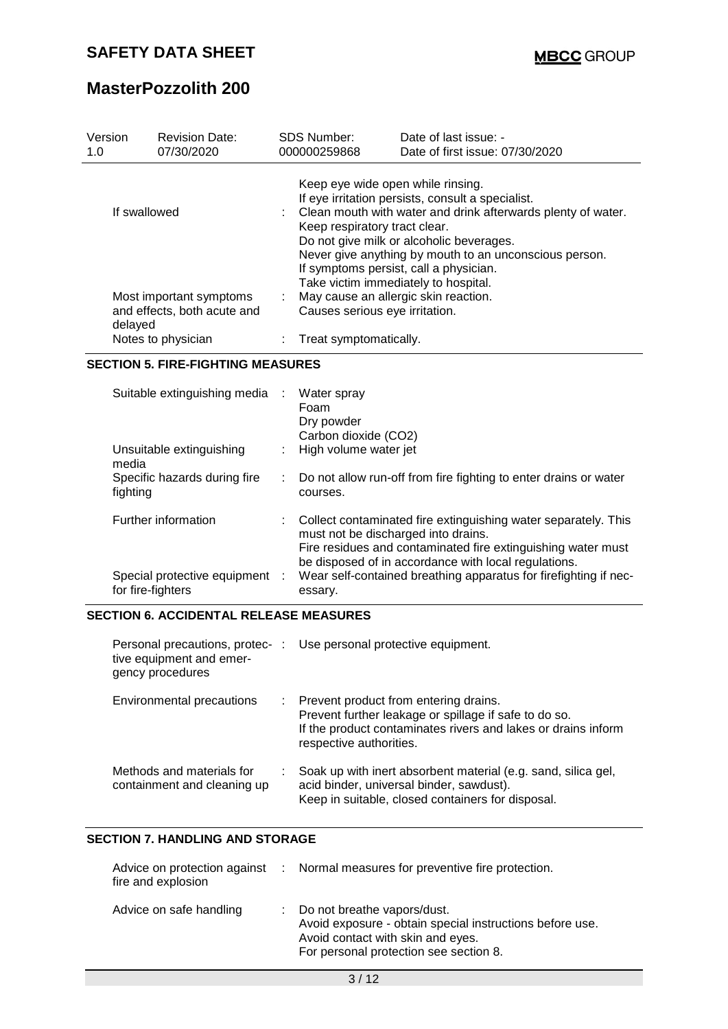Keep eye wide open while rinsing.
If eye irritation persists, consult a specialist.

| | | |
|---|---|---|
| If swallowed | : | Clean mouth with water and drink afterwards plenty of water.<br>Keep respiratory tract clear.<br>Do not give milk or alcoholic beverages.<br>Never give anything by mouth to an unconscious person.<br>If symptoms persist, call a physician.<br>Take victim immediately to hospital. |
| Most important symptoms and effects, both acute and delayed | : | May cause an allergic skin reaction.<br>Causes serious eye irritation. |
| Notes to physician | : | Treat symptomatically. |

## SECTION 5. FIRE-FIGHTING MEASURES

| | | |
|---|---|---|
| Suitable extinguishing media | : | Water spray<br>Foam<br>Dry powder<br>Carbon dioxide ($CO_2$) |
| Unsuitable extinguishing media | : | High volume water jet |
| Specific hazards during fire fighting | : | Do not allow run-off from fire fighting to enter drains or water courses. |
| Further information | : | Collect contaminated fire extinguishing water separately. This must not be discharged into drains.<br>Fire residues and contaminated fire extinguishing water must be disposed of in accordance with local regulations. |
| Special protective equipment for fire-fighters | : | Wear self-contained breathing apparatus for firefighting if necessary. |

## SECTION 6. ACCIDENTAL RELEASE MEASURES

| | | |
|---|---|---|
| Personal precautions, protective equipment and emergency procedures | : | Use personal protective equipment. |
| Environmental precautions | : | Prevent product from entering drains.<br>Prevent further leakage or spillage if safe to do so.<br>If the product contaminates rivers and lakes or drains inform respective authorities. |
| Methods and materials for containment and cleaning up | : | Soak up with inert absorbent material (e.g. sand, silica gel, acid binder, universal binder, sawdust).<br>Keep in suitable, closed containers for disposal. |

## SECTION 7. HANDLING AND STORAGE

| | | |
|---|---|---|
| Advice on protection against fire and explosion | : | Normal measures for preventive fire protection. |
| Advice on safe handling | : | Do not breathe vapors/dust.<br>Avoid exposure - obtain special instructions before use.<br>Avoid contact with skin and eyes.<br>For personal protection see section 8. |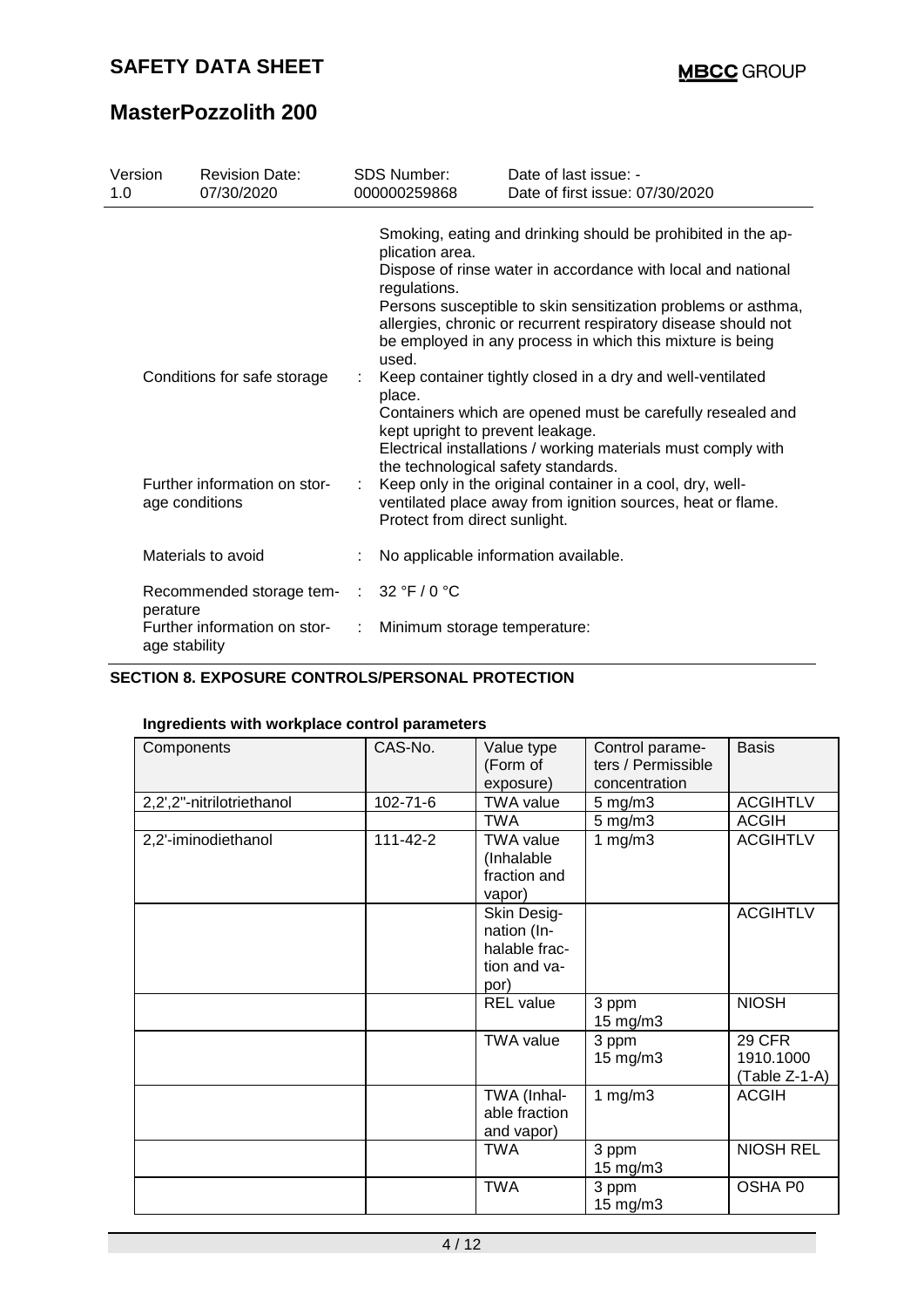| Version | Revision Date: | SDS Number: | Date of last issue: - |
|---|---|---|---|
| 1.0 | 07/30/2020 | 000000259868 | Date of first issue: 07/30/2020 |

Smoking, eating and drinking should be prohibited in the application area.
Dispose of rinse water in accordance with local and national regulations.
Persons susceptible to skin sensitization problems or asthma, allergies, chronic or recurrent respiratory disease should not be employed in any process in which this mixture is being used.

Conditions for safe storage : Keep container tightly closed in a dry and well-ventilated place.
Containers which are opened must be carefully resealed and kept upright to prevent leakage.
Electrical installations / working materials must comply with the technological safety standards.

Further information on storage conditions : Keep only in the original container in a cool, dry, well-ventilated place away from ignition sources, heat or flame. Protect from direct sunlight.

Materials to avoid : No applicable information available.

Recommended storage temperature : 32 °F / 0 °C

Further information on storage stability : Minimum storage temperature:

## SECTION 8. EXPOSURE CONTROLS/PERSONAL PROTECTION

**Ingredients with workplace control parameters**

| Components | CAS-No. | Value type (Form of exposure) | Control parameters / Permissible concentration | Basis |
|---|---|---|---|---|
| 2,2',2''-nitrilotriethanol | 102-71-6 | TWA value | 5 mg/m3 | ACGIHTLV |
| | | TWA | 5 mg/m3 | ACGIH |
| 2,2'-iminodiethanol | 111-42-2 | TWA value (Inhalable fraction and vapor) | 1 mg/m3 | ACGIHTLV |
| | | Skin Designation (Inhalable fraction and vapor) | | ACGIHTLV |
| | | REL value | 3 ppm 15 mg/m3 | NIOSH |
| | | TWA value | 3 ppm 15 mg/m3 | 29 CFR 1910.1000 (Table Z-1-A) |
| | | TWA (Inhalable fraction and vapor) | 1 mg/m3 | ACGIH |
| | | TWA | 3 ppm 15 mg/m3 | NIOSH REL |
| | | TWA | 3 ppm 15 mg/m3 | OSHA P0 |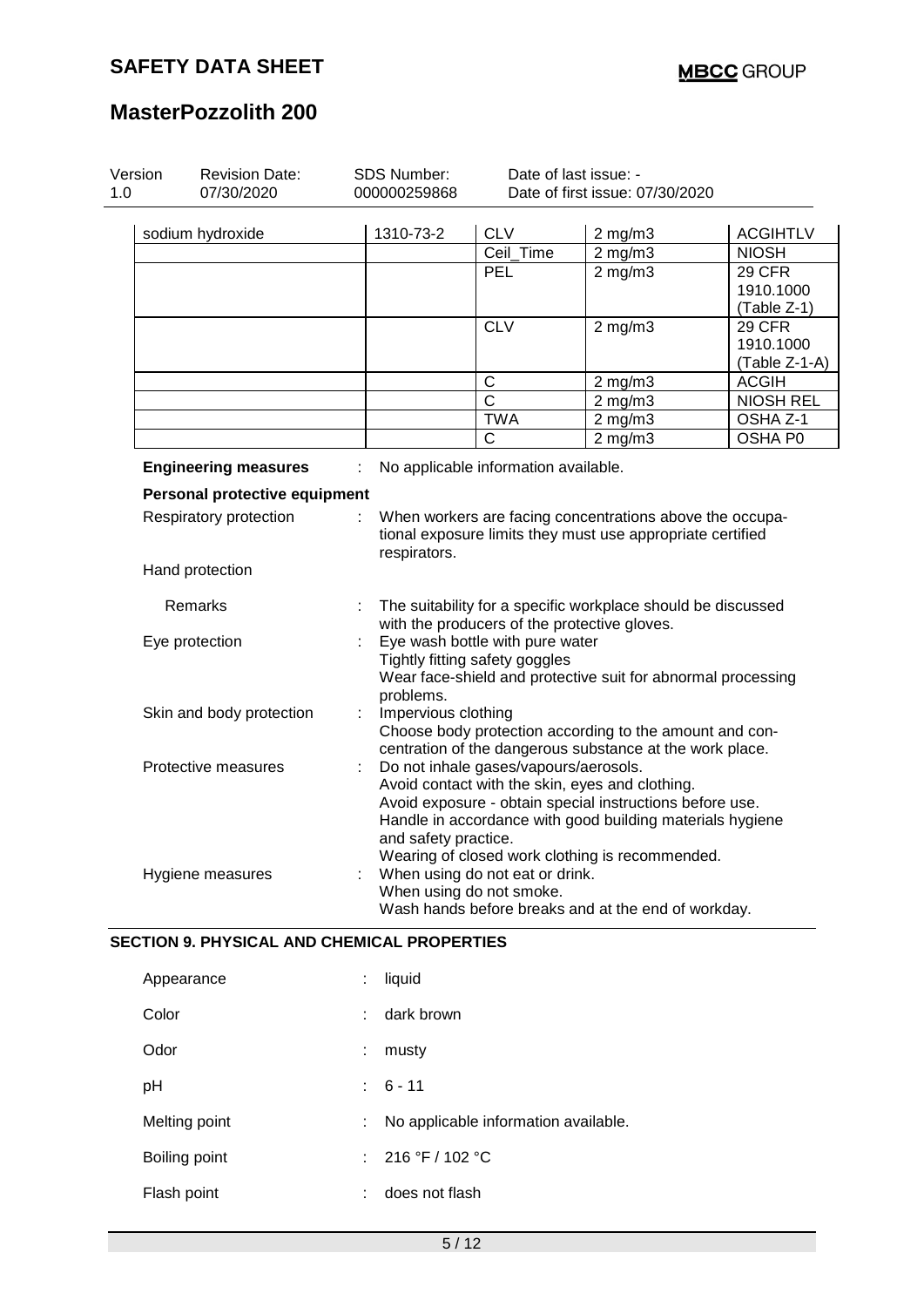| | | | | |
|---|---|---|---|---|
| sodium hydroxide | 1310-73-2 | CLV | 2 mg/m3 | ACGIHTLV |
| | | Ceil_Time | 2 mg/m3 | NIOSH |
| | | PEL | 2 mg/m3 | 29 CFR 1910.1000 (Table Z-1) |
| | | CLV | 2 mg/m3 | 29 CFR 1910.1000 (Table Z-1-A) |
| | | C | 2 mg/m3 | ACGIH |
| | | C | 2 mg/m3 | NIOSH REL |
| | | TWA | 2 mg/m3 | OSHA Z-1 |
| | | C | 2 mg/m3 | OSHA P0 |

**Engineering measures** : No applicable information available.

**Personal protective equipment**

Respiratory protection : When workers are facing concentrations above the occupational exposure limits they must use appropriate certified respirators.

Hand protection

Remarks : The suitability for a specific workplace should be discussed with the producers of the protective gloves.

Eye protection : Eye wash bottle with pure water
Tightly fitting safety goggles
Wear face-shield and protective suit for abnormal processing problems.

Skin and body protection : Impervious clothing
Choose body protection according to the amount and concentration of the dangerous substance at the work place.

Protective measures : Do not inhale gases/vapours/aerosols.
Avoid contact with the skin, eyes and clothing.
Avoid exposure - obtain special instructions before use.
Handle in accordance with good building materials hygiene and safety practice.
Wearing of closed work clothing is recommended.

Hygiene measures : When using do not eat or drink.
When using do not smoke.
Wash hands before breaks and at the end of workday.

## SECTION 9. PHYSICAL AND CHEMICAL PROPERTIES

| | |
|---|---|
| Appearance | : liquid |
| Color | : dark brown |
| Odor | : musty |
| pH | : 6 - 11 |
| Melting point | : No applicable information available. |
| Boiling point | : 216 °F / 102 °C |
| Flash point | : does not flash |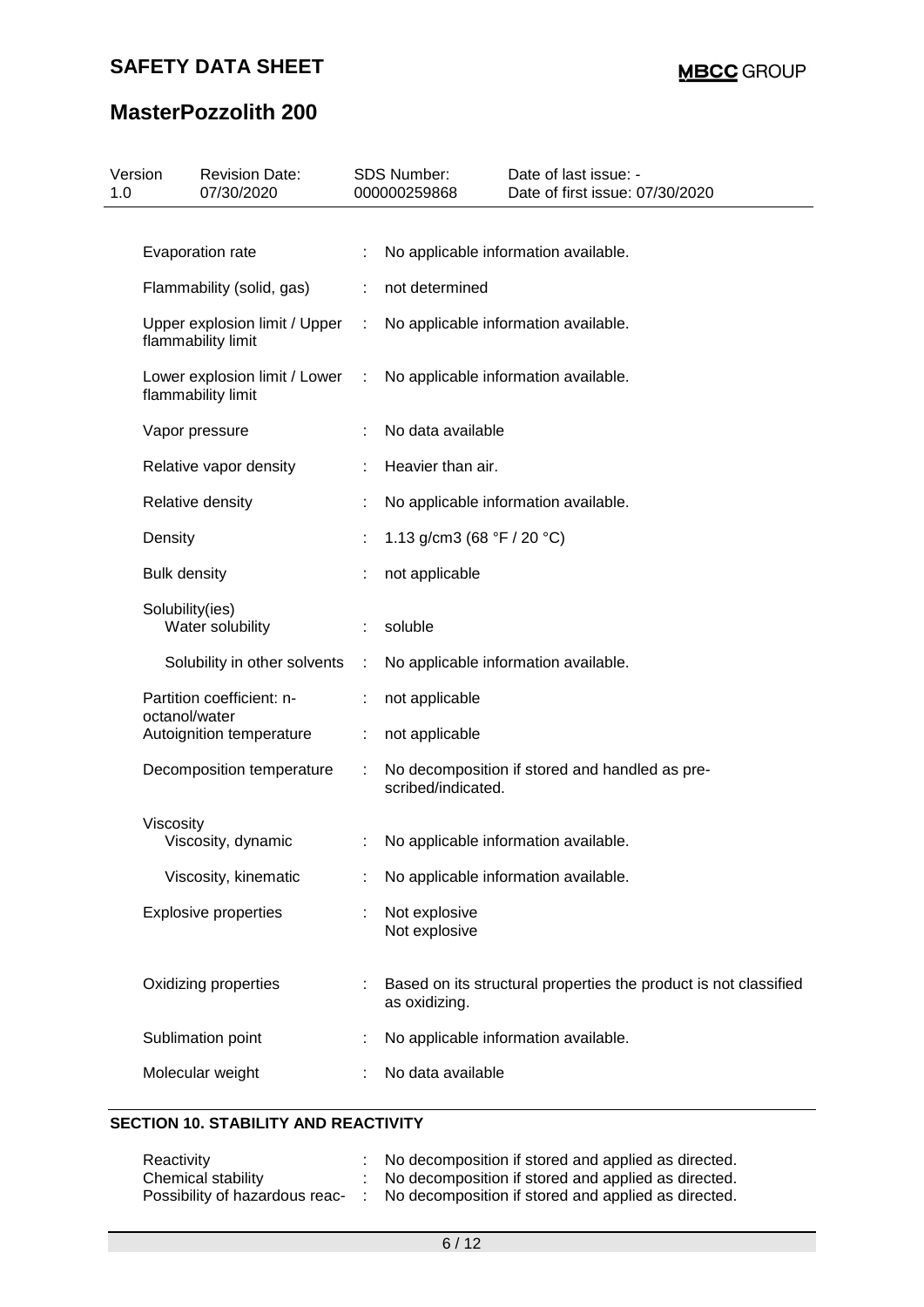| Property | | Value |
|---|---|---|
| Evaporation rate | : | No applicable information available. |
| Flammability (solid, gas) | : | not determined |
| Upper explosion limit / Upper flammability limit | : | No applicable information available. |
| Lower explosion limit / Lower flammability limit | : | No applicable information available. |
| Vapor pressure | : | No data available |
| Relative vapor density | : | Heavier than air. |
| Relative density | : | No applicable information available. |
| Density | : | 1.13 g/cm3 (68 °F / 20 °C) |
| Bulk density | : | not applicable |
| Solubility(ies) | | |
| Water solubility | : | soluble |
| Solubility in other solvents | : | No applicable information available. |
| Partition coefficient: n-octanol/water | : | not applicable |
| Autoignition temperature | : | not applicable |
| Decomposition temperature | : | No decomposition if stored and handled as prescribed/indicated. |
| Viscosity | | |
| Viscosity, dynamic | : | No applicable information available. |
| Viscosity, kinematic | : | No applicable information available. |
| Explosive properties | : | Not explosive<br>Not explosive |
| Oxidizing properties | : | Based on its structural properties the product is not classified as oxidizing. |
| Sublimation point | : | No applicable information available. |
| Molecular weight | : | No data available |

## SECTION 10. STABILITY AND REACTIVITY

| Property | | Value |
|---|---|---|
| Reactivity | : | No decomposition if stored and applied as directed. |
| Chemical stability | : | No decomposition if stored and applied as directed. |
| Possibility of hazardous reac- | : | No decomposition if stored and applied as directed. |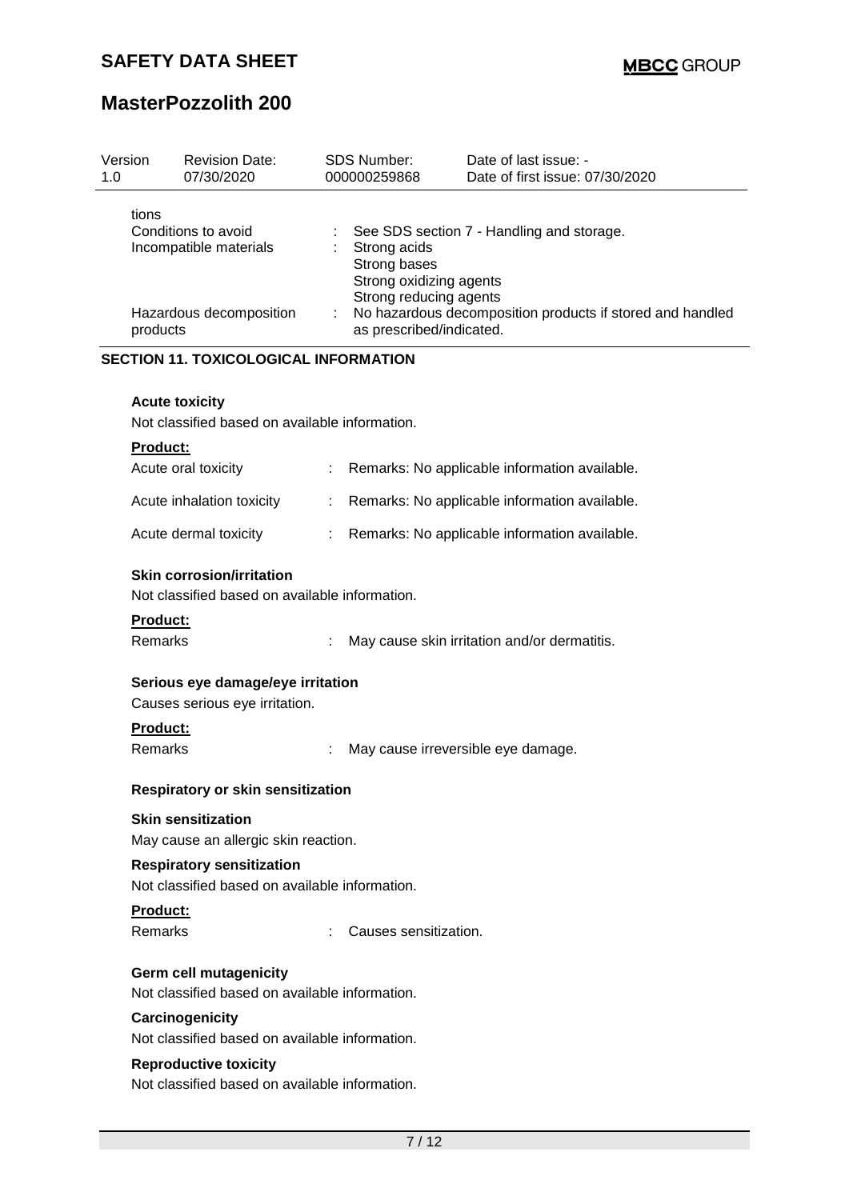| Version | Revision Date: | SDS Number: | Date of last issue: - |
| --- | --- | --- | --- |
| 1.0 | 07/30/2020 | 000000259868 | Date of first issue: 07/30/2020 |

tions

Conditions to avoid : See SDS section 7 - Handling and storage.

Incompatible materials : Strong acids
Strong bases
Strong oxidizing agents
Strong reducing agents

Hazardous decomposition products : No hazardous decomposition products if stored and handled as prescribed/indicated.

## SECTION 11. TOXICOLOGICAL INFORMATION

**Acute toxicity**

Not classified based on available information.

**Product:**

Acute oral toxicity : Remarks: No applicable information available.

Acute inhalation toxicity : Remarks: No applicable information available.

Acute dermal toxicity : Remarks: No applicable information available.

**Skin corrosion/irritation**

Not classified based on available information.

**Product:**

Remarks : May cause skin irritation and/or dermatitis.

**Serious eye damage/eye irritation**

Causes serious eye irritation.

**Product:**

Remarks : May cause irreversible eye damage.

**Respiratory or skin sensitization**

**Skin sensitization**

May cause an allergic skin reaction.

**Respiratory sensitization**

Not classified based on available information.

**Product:**

Remarks : Causes sensitization.

**Germ cell mutagenicity**

Not classified based on available information.

**Carcinogenicity**

Not classified based on available information.

**Reproductive toxicity**

Not classified based on available information.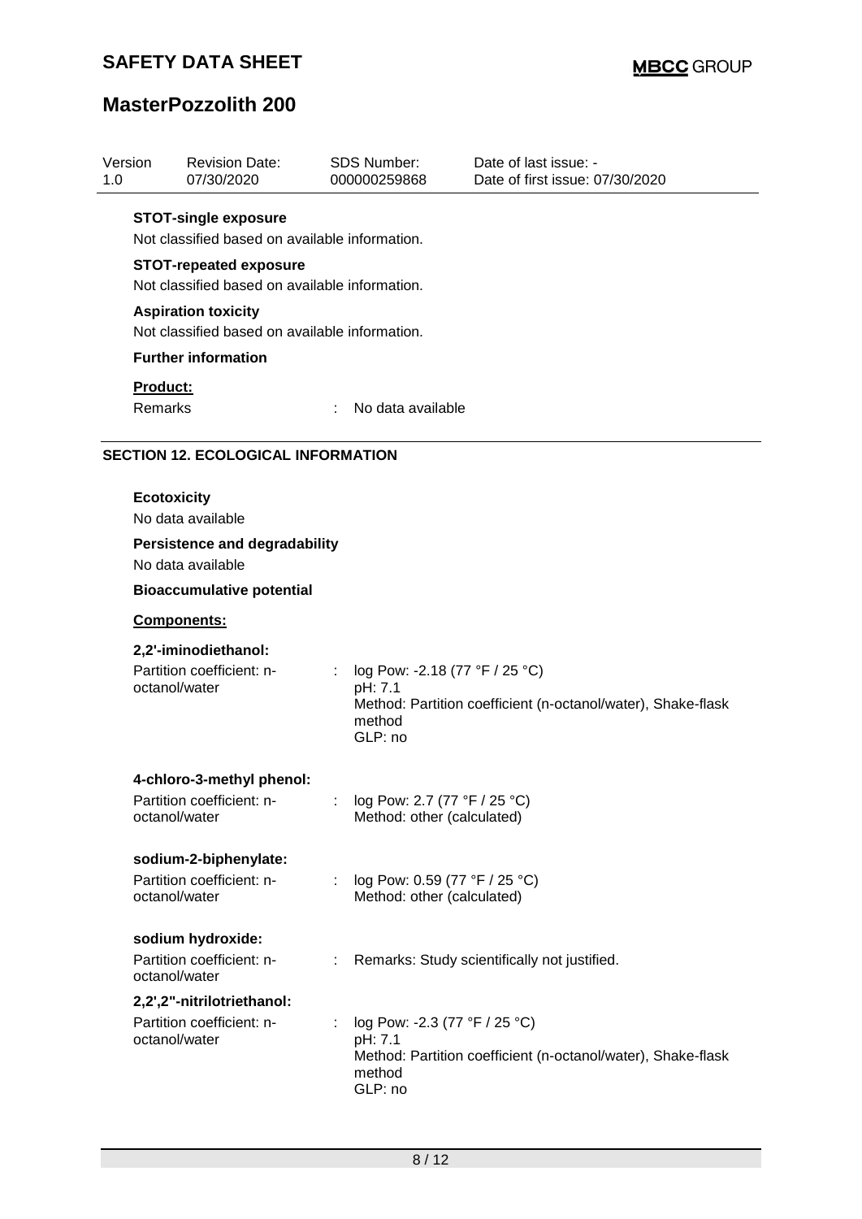**STOT-single exposure**

Not classified based on available information.

**STOT-repeated exposure**

Not classified based on available information.

**Aspiration toxicity**

Not classified based on available information.

**Further information**

**Product:**

Remarks : No data available

## SECTION 12. ECOLOGICAL INFORMATION

**Ecotoxicity**

No data available

**Persistence and degradability**

No data available

**Bioaccumulative potential**

**Components:**

**2,2'-iminodiethanol:**

Partition coefficient: n-octanol/water : log Pow: -2.18 (77 °F / 25 °C)
pH: 7.1
Method: Partition coefficient (n-octanol/water), Shake-flask method
GLP: no

**4-chloro-3-methyl phenol:**

Partition coefficient: n-octanol/water : log Pow: 2.7 (77 °F / 25 °C)
Method: other (calculated)

**sodium-2-biphenylate:**

Partition coefficient: n-octanol/water : log Pow: 0.59 (77 °F / 25 °C)
Method: other (calculated)

**sodium hydroxide:**

Partition coefficient: n-octanol/water : Remarks: Study scientifically not justified.

**2,2',2''-nitrilotriethanol:**

Partition coefficient: n-octanol/water : log Pow: -2.3 (77 °F / 25 °C)
pH: 7.1
Method: Partition coefficient (n-octanol/water), Shake-flask method
GLP: no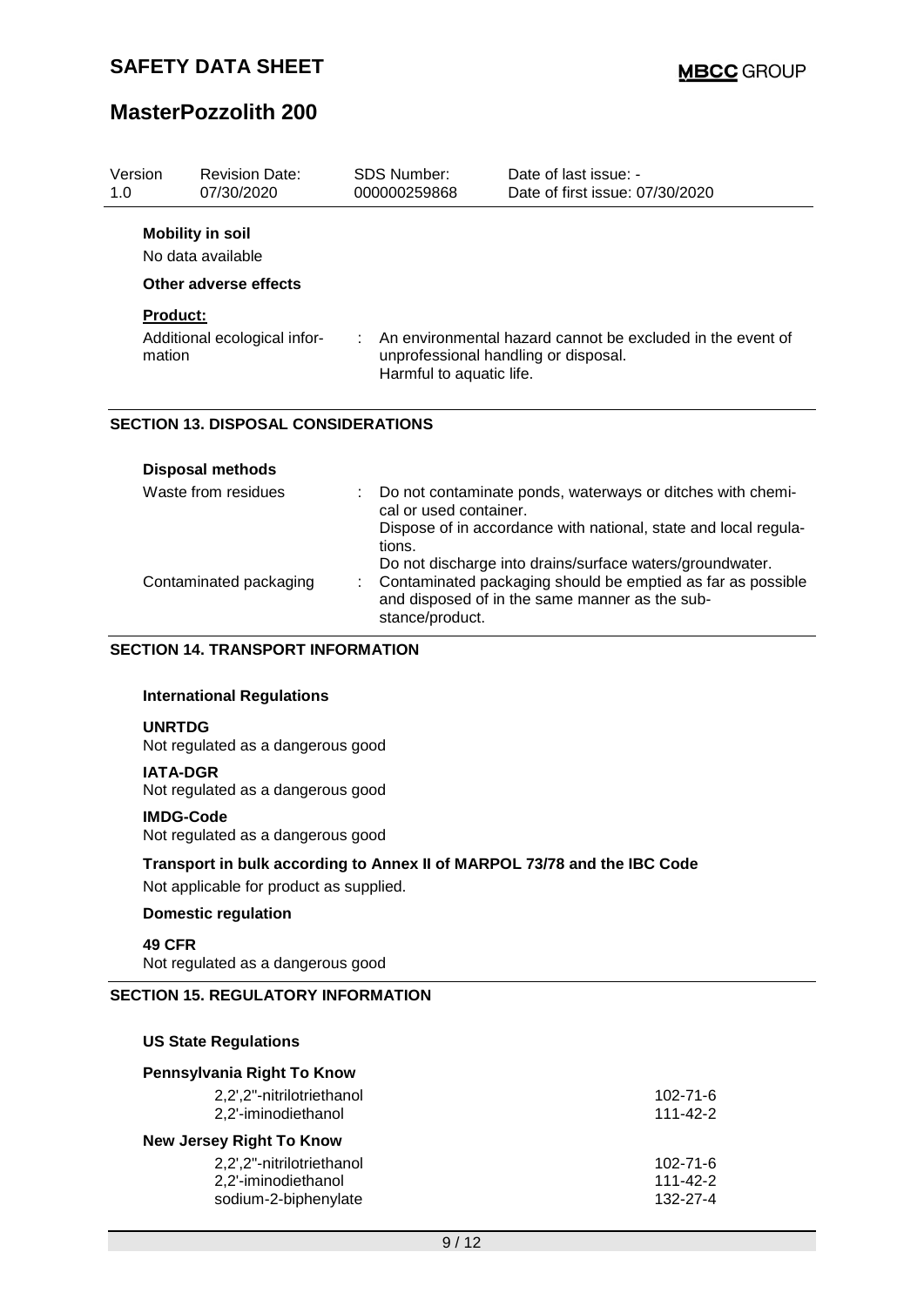| Version | Revision Date: | SDS Number: | Date of last issue: - |
| --- | --- | --- | --- |
| 1.0 | 07/30/2020 | 000000259868 | Date of first issue: 07/30/2020 |

**Mobility in soil**

No data available

**Other adverse effects**

**Product:**

Additional ecological information : An environmental hazard cannot be excluded in the event of unprofessional handling or disposal.
Harmful to aquatic life.

## SECTION 13. DISPOSAL CONSIDERATIONS

**Disposal methods**

Waste from residues : Do not contaminate ponds, waterways or ditches with chemical or used container.
Dispose of in accordance with national, state and local regulations.
Do not discharge into drains/surface waters/groundwater.

Contaminated packaging : Contaminated packaging should be emptied as far as possible and disposed of in the same manner as the substance/product.

## SECTION 14. TRANSPORT INFORMATION

**International Regulations**

**UNRTDG**
Not regulated as a dangerous good

**IATA-DGR**
Not regulated as a dangerous good

**IMDG-Code**
Not regulated as a dangerous good

**Transport in bulk according to Annex II of MARPOL 73/78 and the IBC Code**

Not applicable for product as supplied.

**Domestic regulation**

**49 CFR**
Not regulated as a dangerous good

## SECTION 15. REGULATORY INFORMATION

**US State Regulations**

**Pennsylvania Right To Know**

| | |
| --- | --- |
| 2,2',2''-nitrilotriethanol | 102-71-6 |
| 2,2'-iminodiethanol | 111-42-2 |

**New Jersey Right To Know**

| | |
| --- | --- |
| 2,2',2''-nitrilotriethanol | 102-71-6 |
| 2,2'-iminodiethanol | 111-42-2 |
| sodium-2-biphenylate | 132-27-4 |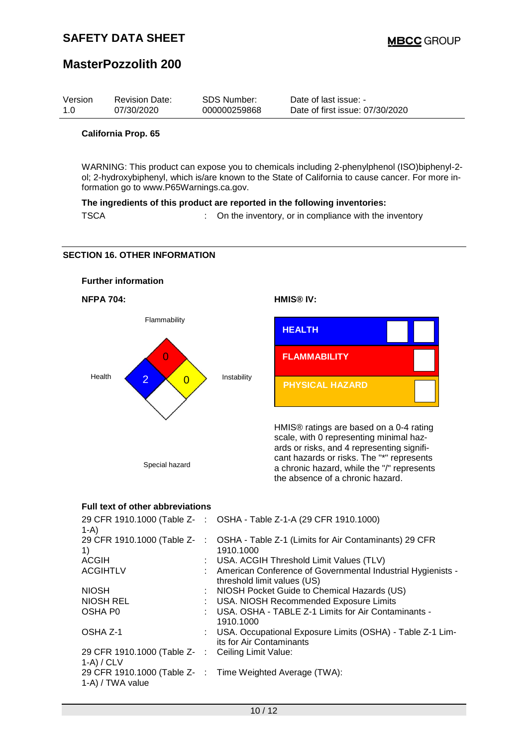**California Prop. 65**

WARNING: This product can expose you to chemicals including 2-phenylphenol (ISO)biphenyl-2-ol; 2-hydroxybiphenyl, which is/are known to the State of California to cause cancer. For more information go to www.P65Warnings.ca.gov.

**The ingredients of this product are reported in the following inventories:**

TSCA : On the inventory, or in compliance with the inventory

## SECTION 16. OTHER INFORMATION

**Further information**

**NFPA 704:**

Flammability: 0
Health: 2
Instability: 0
Special hazard

**HMIS® IV:**

| HMIS® IV | |
|---|---|
| HEALTH | |
| FLAMMABILITY | |
| PHYSICAL HAZARD | |

HMIS® ratings are based on a 0-4 rating scale, with 0 representing minimal hazards or risks, and 4 representing significant hazards or risks. The "*" represents a chronic hazard, while the "/" represents the absence of a chronic hazard.

**Full text of other abbreviations**

| | |
|---|---|
| 29 CFR 1910.1000 (Table Z-1-A) | OSHA - Table Z-1-A (29 CFR 1910.1000) |
| 29 CFR 1910.1000 (Table Z-1) | OSHA - Table Z-1 (Limits for Air Contaminants) 29 CFR 1910.1000 |
| ACGIH | USA. ACGIH Threshold Limit Values (TLV) |
| ACGIHTLV | American Conference of Governmental Industrial Hygienists - threshold limit values (US) |
| NIOSH | NIOSH Pocket Guide to Chemical Hazards (US) |
| NIOSH REL | USA. NIOSH Recommended Exposure Limits |
| OSHA P0 | USA. OSHA - TABLE Z-1 Limits for Air Contaminants - 1910.1000 |
| OSHA Z-1 | USA. Occupational Exposure Limits (OSHA) - Table Z-1 Limits for Air Contaminants |
| 29 CFR 1910.1000 (Table Z-1-A) / CLV | Ceiling Limit Value: |
| 29 CFR 1910.1000 (Table Z-1-A) / TWA value | Time Weighted Average (TWA): |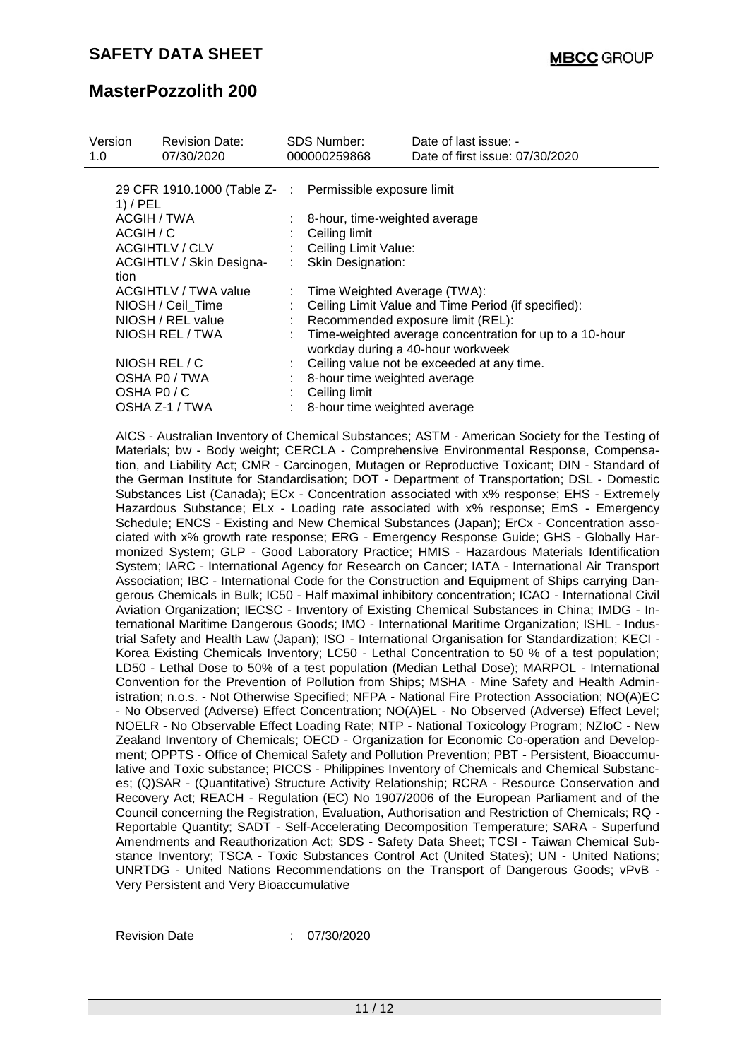| | | |
|---|---|---|
| 29 CFR 1910.1000 (Table Z-1) / PEL | : | Permissible exposure limit |
| ACGIH / TWA | : | 8-hour, time-weighted average |
| ACGIH / C | : | Ceiling limit |
| ACGIHTLV / CLV | : | Ceiling Limit Value: |
| ACGIHTLV / Skin Designation | : | Skin Designation: |
| ACGIHTLV / TWA value | : | Time Weighted Average (TWA): |
| NIOSH / Ceil_Time | : | Ceiling Limit Value and Time Period (if specified): |
| NIOSH / REL value | : | Recommended exposure limit (REL): |
| NIOSH REL / TWA | : | Time-weighted average concentration for up to a 10-hour workday during a 40-hour workweek |
| NIOSH REL / C | : | Ceiling value not be exceeded at any time. |
| OSHA P0 / TWA | : | 8-hour time weighted average |
| OSHA P0 / C | : | Ceiling limit |
| OSHA Z-1 / TWA | : | 8-hour time weighted average |

AICS - Australian Inventory of Chemical Substances; ASTM - American Society for the Testing of Materials; bw - Body weight; CERCLA - Comprehensive Environmental Response, Compensation, and Liability Act; CMR - Carcinogen, Mutagen or Reproductive Toxicant; DIN - Standard of the German Institute for Standardisation; DOT - Department of Transportation; DSL - Domestic Substances List (Canada); ECx - Concentration associated with x% response; EHS - Extremely Hazardous Substance; ELx - Loading rate associated with x% response; EmS - Emergency Schedule; ENCS - Existing and New Chemical Substances (Japan); ErCx - Concentration associated with x% growth rate response; ERG - Emergency Response Guide; GHS - Globally Harmonized System; GLP - Good Laboratory Practice; HMIS - Hazardous Materials Identification System; IARC - International Agency for Research on Cancer; IATA - International Air Transport Association; IBC - International Code for the Construction and Equipment of Ships carrying Dangerous Chemicals in Bulk; IC50 - Half maximal inhibitory concentration; ICAO - International Civil Aviation Organization; IECSC - Inventory of Existing Chemical Substances in China; IMDG - International Maritime Dangerous Goods; IMO - International Maritime Organization; ISHL - Industrial Safety and Health Law (Japan); ISO - International Organisation for Standardization; KECI - Korea Existing Chemicals Inventory; LC50 - Lethal Concentration to 50 % of a test population; LD50 - Lethal Dose to 50% of a test population (Median Lethal Dose); MARPOL - International Convention for the Prevention of Pollution from Ships; MSHA - Mine Safety and Health Administration; n.o.s. - Not Otherwise Specified; NFPA - National Fire Protection Association; NO(A)EC - No Observed (Adverse) Effect Concentration; NO(A)EL - No Observed (Adverse) Effect Level; NOELR - No Observable Effect Loading Rate; NTP - National Toxicology Program; NZIoC - New Zealand Inventory of Chemicals; OECD - Organization for Economic Co-operation and Development; OPPTS - Office of Chemical Safety and Pollution Prevention; PBT - Persistent, Bioaccumulative and Toxic substance; PICCS - Philippines Inventory of Chemicals and Chemical Substances; (Q)SAR - (Quantitative) Structure Activity Relationship; RCRA - Resource Conservation and Recovery Act; REACH - Regulation (EC) No 1907/2006 of the European Parliament and of the Council concerning the Registration, Evaluation, Authorisation and Restriction of Chemicals; RQ - Reportable Quantity; SADT - Self-Accelerating Decomposition Temperature; SARA - Superfund Amendments and Reauthorization Act; SDS - Safety Data Sheet; TCSI - Taiwan Chemical Substance Inventory; TSCA - Toxic Substances Control Act (United States); UN - United Nations; UNRTDG - United Nations Recommendations on the Transport of Dangerous Goods; vPvB - Very Persistent and Very Bioaccumulative

Revision Date : 07/30/2020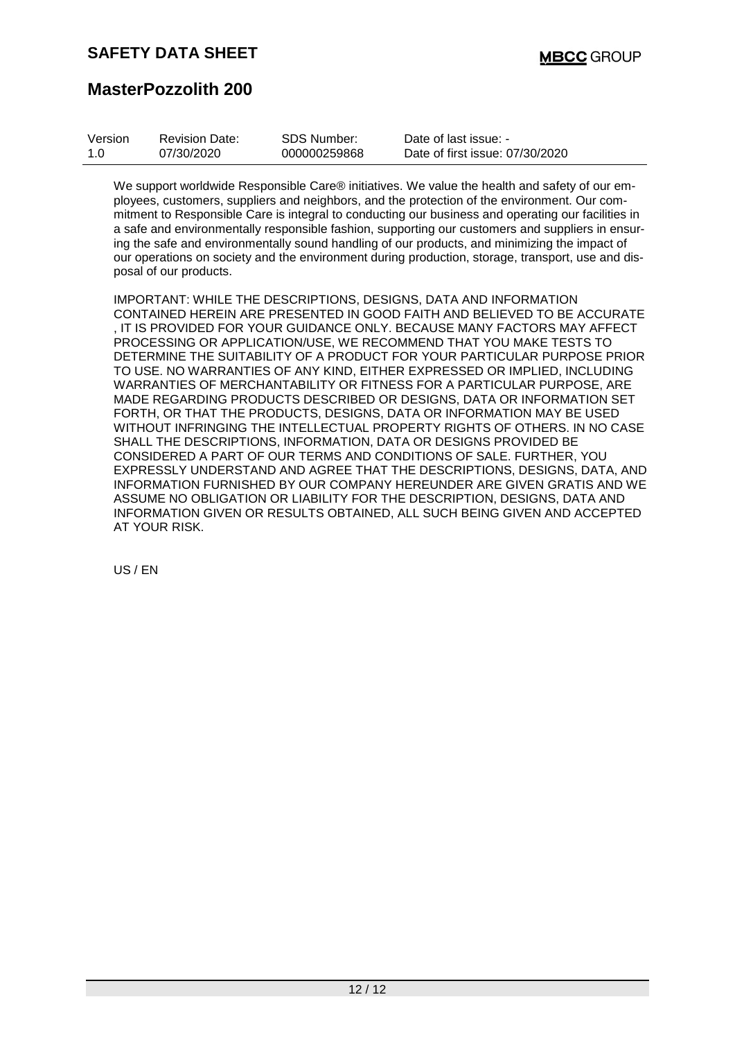We support worldwide Responsible Care® initiatives. We value the health and safety of our employees, customers, suppliers and neighbors, and the protection of the environment. Our commitment to Responsible Care is integral to conducting our business and operating our facilities in a safe and environmentally responsible fashion, supporting our customers and suppliers in ensuring the safe and environmentally sound handling of our products, and minimizing the impact of our operations on society and the environment during production, storage, transport, use and disposal of our products.

IMPORTANT: WHILE THE DESCRIPTIONS, DESIGNS, DATA AND INFORMATION CONTAINED HEREIN ARE PRESENTED IN GOOD FAITH AND BELIEVED TO BE ACCURATE , IT IS PROVIDED FOR YOUR GUIDANCE ONLY. BECAUSE MANY FACTORS MAY AFFECT PROCESSING OR APPLICATION/USE, WE RECOMMEND THAT YOU MAKE TESTS TO DETERMINE THE SUITABILITY OF A PRODUCT FOR YOUR PARTICULAR PURPOSE PRIOR TO USE. NO WARRANTIES OF ANY KIND, EITHER EXPRESSED OR IMPLIED, INCLUDING WARRANTIES OF MERCHANTABILITY OR FITNESS FOR A PARTICULAR PURPOSE, ARE MADE REGARDING PRODUCTS DESCRIBED OR DESIGNS, DATA OR INFORMATION SET FORTH, OR THAT THE PRODUCTS, DESIGNS, DATA OR INFORMATION MAY BE USED WITHOUT INFRINGING THE INTELLECTUAL PROPERTY RIGHTS OF OTHERS. IN NO CASE SHALL THE DESCRIPTIONS, INFORMATION, DATA OR DESIGNS PROVIDED BE CONSIDERED A PART OF OUR TERMS AND CONDITIONS OF SALE. FURTHER, YOU EXPRESSLY UNDERSTAND AND AGREE THAT THE DESCRIPTIONS, DESIGNS, DATA, AND INFORMATION FURNISHED BY OUR COMPANY HEREUNDER ARE GIVEN GRATIS AND WE ASSUME NO OBLIGATION OR LIABILITY FOR THE DESCRIPTION, DESIGNS, DATA AND INFORMATION GIVEN OR RESULTS OBTAINED, ALL SUCH BEING GIVEN AND ACCEPTED AT YOUR RISK.

US / EN